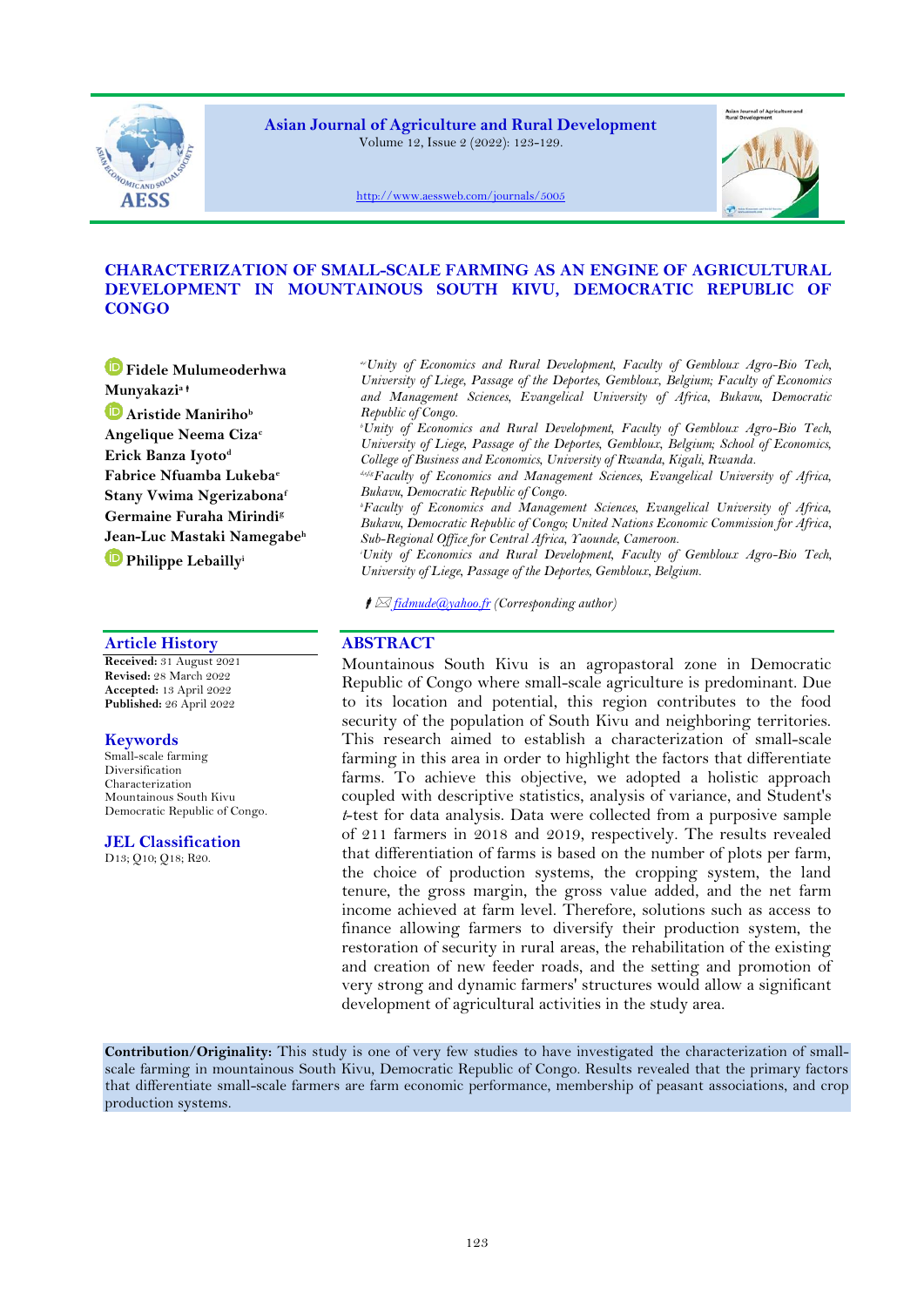# CHARACTERIZATION OF SMALL-SCALE FARMING AS AN ENGINE OF AGRICULTURAL DEVELOPMENT IN MOUNTAINOUS SOUTH KIVU, DEMOCRATIC REPUBLIC OF CONGO

**Fidele Mulumeoderhwa Munyakazi**[a] †
**Aristide Maniriho**[b]
**Angelique Neema Ciza**[c]
**Erick Banza Iyoto**[d]
**Fabrice Nfuamba Lukeba**[e]
**Stany Vwima Ngerizabona**[f]
**Germaine Furaha Mirindi**[g]
**Jean-Luc Mastaki Namegabe**[h]
**Philippe Lebailly**[i]

[a] *Unity of Economics and Rural Development, Faculty of Gembloux Agro-Bio Tech, University of Liege, Passage of the Deportes, Gembloux, Belgium; Faculty of Economics and Management Sciences, Evangelical University of Africa, Bukavu, Democratic Republic of Congo.*

[b] *Unity of Economics and Rural Development, Faculty of Gembloux Agro-Bio Tech, University of Liege, Passage of the Deportes, Gembloux, Belgium; School of Economics, College of Business and Economics, University of Rwanda, Kigali, Rwanda.*

[c,d,e,f,g] *Faculty of Economics and Management Sciences, Evangelical University of Africa, Bukavu, Democratic Republic of Congo.*

[h] *Faculty of Economics and Management Sciences, Evangelical University of Africa, Bukavu, Democratic Republic of Congo; United Nations Economic Commission for Africa, Sub-Regional Office for Central Africa, Yaounde, Cameroon.*

[i] *Unity of Economics and Rural Development, Faculty of Gembloux Agro-Bio Tech, University of Liege, Passage of the Deportes, Gembloux, Belgium.*

† ✉ fidmude@yahoo.fr (Corresponding author)

## Article History

**Received:** 31 August 2021
**Revised:** 28 March 2022
**Accepted:** 13 April 2022
**Published:** 26 April 2022

## Keywords

Small-scale farming
Diversification
Characterization
Mountainous South Kivu
Democratic Republic of Congo.

## JEL Classification

D13; Q10; Q18; R20.

## ABSTRACT

Mountainous South Kivu is an agropastoral zone in Democratic Republic of Congo where small-scale agriculture is predominant. Due to its location and potential, this region contributes to the food security of the population of South Kivu and neighboring territories. This research aimed to establish a characterization of small-scale farming in this area in order to highlight the factors that differentiate farms. To achieve this objective, we adopted a holistic approach coupled with descriptive statistics, analysis of variance, and Student's *t*-test for data analysis. Data were collected from a purposive sample of 211 farmers in 2018 and 2019, respectively. The results revealed that differentiation of farms is based on the number of plots per farm, the choice of production systems, the cropping system, the land tenure, the gross margin, the gross value added, and the net farm income achieved at farm level. Therefore, solutions such as access to finance allowing farmers to diversify their production system, the restoration of security in rural areas, the rehabilitation of the existing and creation of new feeder roads, and the setting and promotion of very strong and dynamic farmers' structures would allow a significant development of agricultural activities in the study area.

**Contribution/Originality:** This study is one of very few studies to have investigated the characterization of small-scale farming in mountainous South Kivu, Democratic Republic of Congo. Results revealed that the primary factors that differentiate small-scale farmers are farm economic performance, membership of peasant associations, and crop production systems.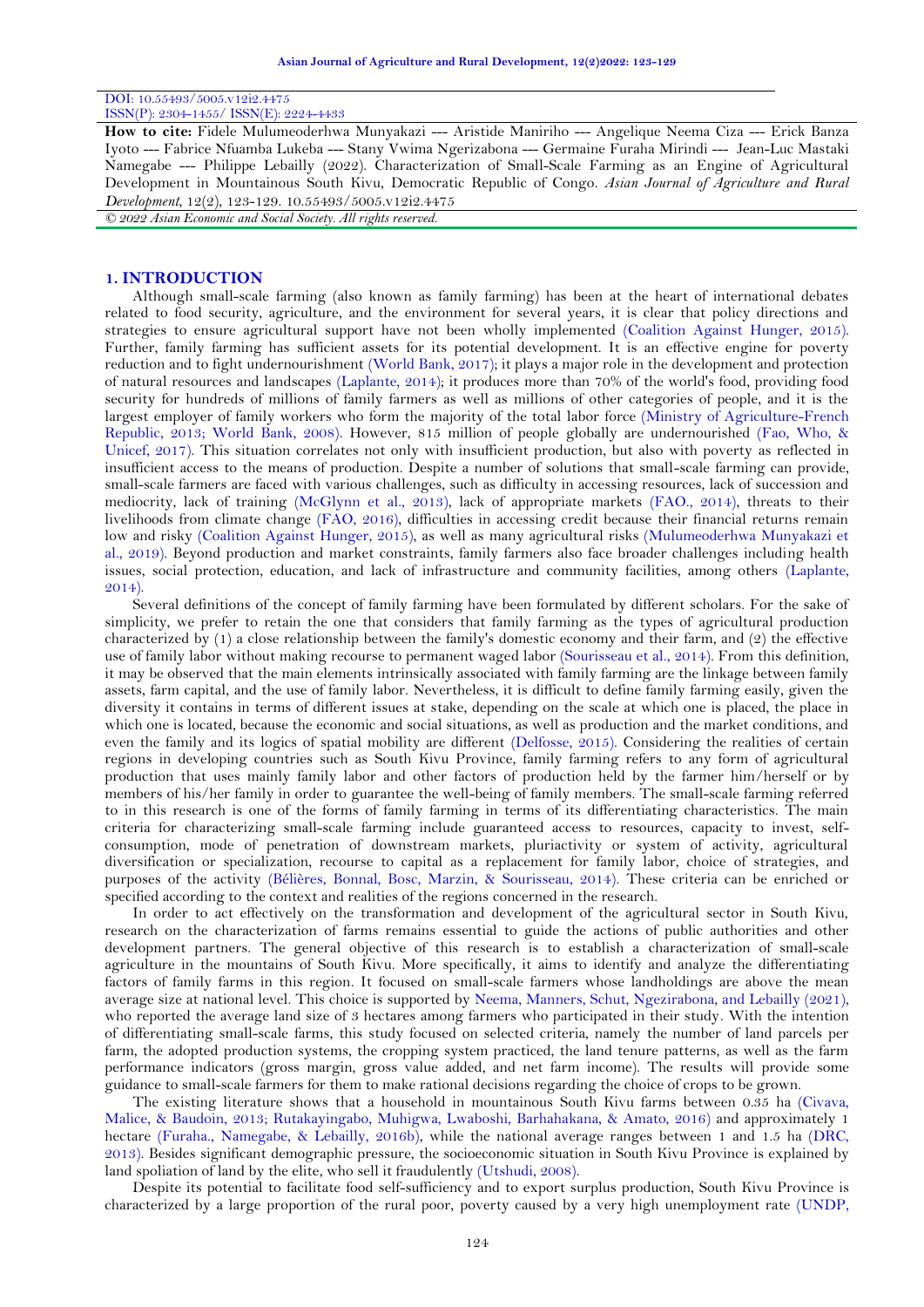DOI: 10.55493/5005.v12i2.4475
ISSN(P): 2304-1455/ ISSN(E): 2224-4433

**How to cite:** Fidele Mulumeoderhwa Munyakazi --- Aristide Maniriho --- Angelique Neema Ciza --- Erick Banza Iyoto --- Fabrice Nfuamba Lukeba --- Stany Vwima Ngerizabona --- Germaine Furaha Mirindi --- Jean-Luc Mastaki Namegabe --- Philippe Lebailly (2022). Characterization of Small-Scale Farming as an Engine of Agricultural Development in Mountainous South Kivu, Democratic Republic of Congo. *Asian Journal of Agriculture and Rural Development*, 12(2), 123-129. 10.55493/5005.v12i2.4475

*© 2022 Asian Economic and Social Society. All rights reserved.*

## 1. INTRODUCTION

Although small-scale farming (also known as family farming) has been at the heart of international debates related to food security, agriculture, and the environment for several years, it is clear that policy directions and strategies to ensure agricultural support have not been wholly implemented (Coalition Against Hunger, 2015). Further, family farming has sufficient assets for its potential development. It is an effective engine for poverty reduction and to fight undernourishment (World Bank, 2017); it plays a major role in the development and protection of natural resources and landscapes (Laplante, 2014); it produces more than 70% of the world's food, providing food security for hundreds of millions of family farmers as well as millions of other categories of people, and it is the largest employer of family workers who form the majority of the total labor force (Ministry of Agriculture-French Republic, 2013; World Bank, 2008). However, 815 million of people globally are undernourished (Fao, Who, & Unicef, 2017). This situation correlates not only with insufficient production, but also with poverty as reflected in insufficient access to the means of production. Despite a number of solutions that small-scale farming can provide, small-scale farmers are faced with various challenges, such as difficulty in accessing resources, lack of succession and mediocrity, lack of training (McGlynn et al., 2013), lack of appropriate markets (FAO., 2014), threats to their livelihoods from climate change (FAO, 2016), difficulties in accessing credit because their financial returns remain low and risky (Coalition Against Hunger, 2015), as well as many agricultural risks (Mulumeoderhwa Munyakazi et al., 2019). Beyond production and market constraints, family farmers also face broader challenges including health issues, social protection, education, and lack of infrastructure and community facilities, among others (Laplante, 2014).

Several definitions of the concept of family farming have been formulated by different scholars. For the sake of simplicity, we prefer to retain the one that considers that family farming as the types of agricultural production characterized by (1) a close relationship between the family's domestic economy and their farm, and (2) the effective use of family labor without making recourse to permanent waged labor (Sourisseau et al., 2014). From this definition, it may be observed that the main elements intrinsically associated with family farming are the linkage between family assets, farm capital, and the use of family labor. Nevertheless, it is difficult to define family farming easily, given the diversity it contains in terms of different issues at stake, depending on the scale at which one is placed, the place in which one is located, because the economic and social situations, as well as production and the market conditions, and even the family and its logics of spatial mobility are different (Delfosse, 2015). Considering the realities of certain regions in developing countries such as South Kivu Province, family farming refers to any form of agricultural production that uses mainly family labor and other factors of production held by the farmer him/herself or by members of his/her family in order to guarantee the well-being of family members. The small-scale farming referred to in this research is one of the forms of family farming in terms of its differentiating characteristics. The main criteria for characterizing small-scale farming include guaranteed access to resources, capacity to invest, self-consumption, mode of penetration of downstream markets, pluriactivity or system of activity, agricultural diversification or specialization, recourse to capital as a replacement for family labor, choice of strategies, and purposes of the activity (Bélières, Bonnal, Bosc, Marzin, & Sourisseau, 2014). These criteria can be enriched or specified according to the context and realities of the regions concerned in the research.

In order to act effectively on the transformation and development of the agricultural sector in South Kivu, research on the characterization of farms remains essential to guide the actions of public authorities and other development partners. The general objective of this research is to establish a characterization of small-scale agriculture in the mountains of South Kivu. More specifically, it aims to identify and analyze the differentiating factors of family farms in this region. It focused on small-scale farmers whose landholdings are above the mean average size at national level. This choice is supported by Neema, Manners, Schut, Ngezirabona, and Lebailly (2021), who reported the average land size of 3 hectares among farmers who participated in their study. With the intention of differentiating small-scale farms, this study focused on selected criteria, namely the number of land parcels per farm, the adopted production systems, the cropping system practiced, the land tenure patterns, as well as the farm performance indicators (gross margin, gross value added, and net farm income). The results will provide some guidance to small-scale farmers for them to make rational decisions regarding the choice of crops to be grown.

The existing literature shows that a household in mountainous South Kivu farms between 0.35 ha (Civava, Malice, & Baudoin, 2013; Rutakayingabo, Muhigwa, Lwaboshi, Barhahakana, & Amato, 2016) and approximately 1 hectare (Furaha., Namegabe, & Lebailly, 2016b), while the national average ranges between 1 and 1.5 ha (DRC, 2013). Besides significant demographic pressure, the socioeconomic situation in South Kivu Province is explained by land spoliation of land by the elite, who sell it fraudulently (Utshudi, 2008).

Despite its potential to facilitate food self-sufficiency and to export surplus production, South Kivu Province is characterized by a large proportion of the rural poor, poverty caused by a very high unemployment rate (UNDP,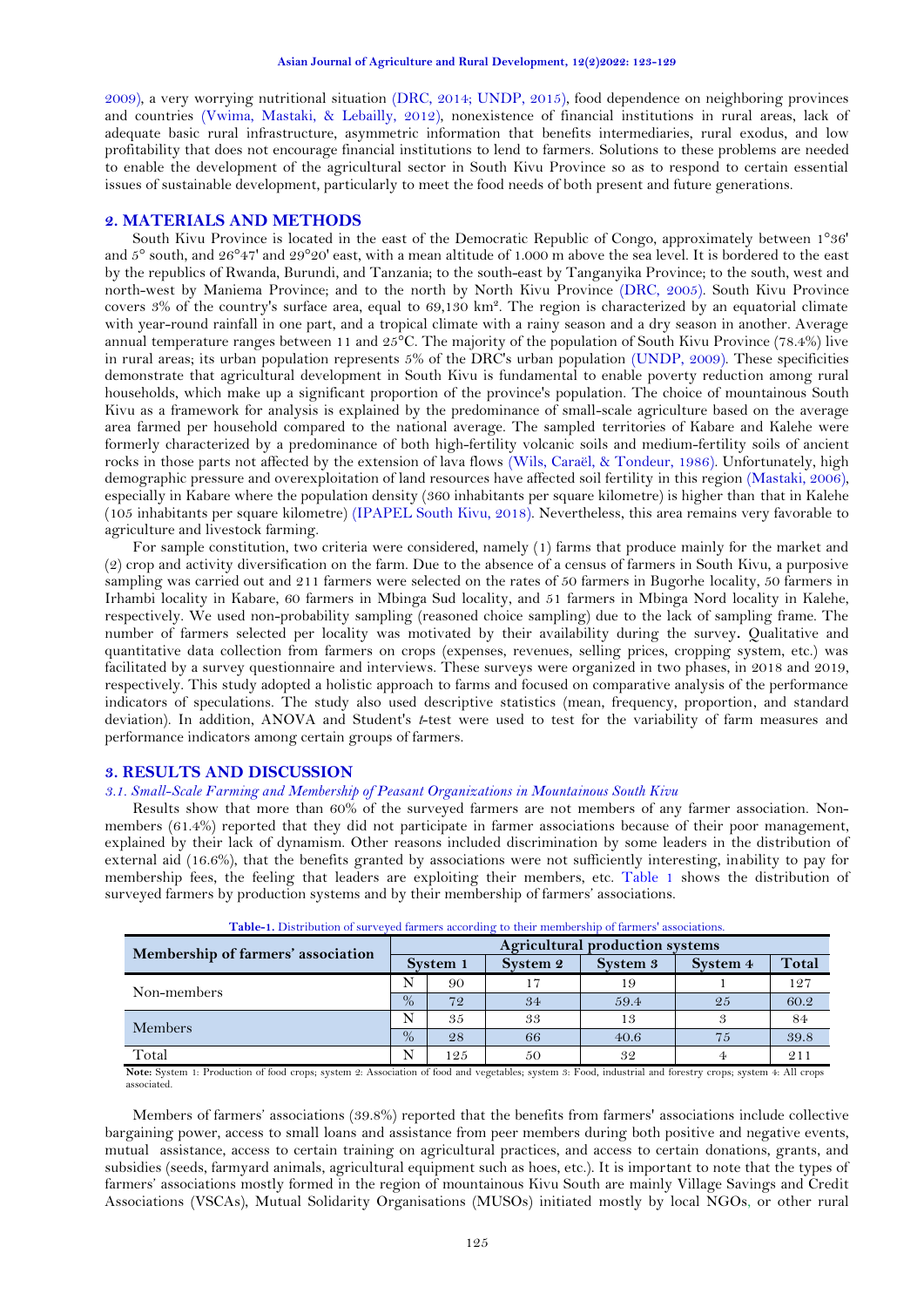2009), a very worrying nutritional situation (DRC, 2014; UNDP, 2015), food dependence on neighboring provinces and countries (Vwima, Mastaki, & Lebailly, 2012), nonexistence of financial institutions in rural areas, lack of adequate basic rural infrastructure, asymmetric information that benefits intermediaries, rural exodus, and low profitability that does not encourage financial institutions to lend to farmers. Solutions to these problems are needed to enable the development of the agricultural sector in South Kivu Province so as to respond to certain essential issues of sustainable development, particularly to meet the food needs of both present and future generations.

## 2. MATERIALS AND METHODS

South Kivu Province is located in the east of the Democratic Republic of Congo, approximately between 1°36' and 5° south, and 26°47' and 29°20' east, with a mean altitude of 1.000 m above the sea level. It is bordered to the east by the republics of Rwanda, Burundi, and Tanzania; to the south-east by Tanganyika Province; to the south, west and north-west by Maniema Province; and to the north by North Kivu Province (DRC, 2005). South Kivu Province covers 3% of the country's surface area, equal to 69,130 km². The region is characterized by an equatorial climate with year-round rainfall in one part, and a tropical climate with a rainy season and a dry season in another. Average annual temperature ranges between 11 and 25°C. The majority of the population of South Kivu Province (78.4%) live in rural areas; its urban population represents 5% of the DRC's urban population (UNDP, 2009). These specificities demonstrate that agricultural development in South Kivu is fundamental to enable poverty reduction among rural households, which make up a significant proportion of the province's population. The choice of mountainous South Kivu as a framework for analysis is explained by the predominance of small-scale agriculture based on the average area farmed per household compared to the national average. The sampled territories of Kabare and Kalehe were formerly characterized by a predominance of both high-fertility volcanic soils and medium-fertility soils of ancient rocks in those parts not affected by the extension of lava flows (Wils, Caraël, & Tondeur, 1986). Unfortunately, high demographic pressure and overexploitation of land resources have affected soil fertility in this region (Mastaki, 2006), especially in Kabare where the population density (360 inhabitants per square kilometre) is higher than that in Kalehe (105 inhabitants per square kilometre) (IPAPEL South Kivu, 2018). Nevertheless, this area remains very favorable to agriculture and livestock farming.

For sample constitution, two criteria were considered, namely (1) farms that produce mainly for the market and (2) crop and activity diversification on the farm. Due to the absence of a census of farmers in South Kivu, a purposive sampling was carried out and 211 farmers were selected on the rates of 50 farmers in Bugorhe locality, 50 farmers in Irhambi locality in Kabare, 60 farmers in Mbinga Sud locality, and 51 farmers in Mbinga Nord locality in Kalehe, respectively. We used non-probability sampling (reasoned choice sampling) due to the lack of sampling frame. The number of farmers selected per locality was motivated by their availability during the survey**.** Qualitative and quantitative data collection from farmers on crops (expenses, revenues, selling prices, cropping system, etc.) was facilitated by a survey questionnaire and interviews. These surveys were organized in two phases, in 2018 and 2019, respectively. This study adopted a holistic approach to farms and focused on comparative analysis of the performance indicators of speculations. The study also used descriptive statistics (mean, frequency, proportion, and standard deviation). In addition, ANOVA and Student's *t*-test were used to test for the variability of farm measures and performance indicators among certain groups of farmers.

## 3. RESULTS AND DISCUSSION

### *3.1. Small-Scale Farming and Membership of Peasant Organizations in Mountainous South Kivu*

Results show that more than 60% of the surveyed farmers are not members of any farmer association. Non-members (61.4%) reported that they did not participate in farmer associations because of their poor management, explained by their lack of dynamism. Other reasons included discrimination by some leaders in the distribution of external aid (16.6%), that the benefits granted by associations were not sufficiently interesting, inability to pay for membership fees, the feeling that leaders are exploiting their members, etc. Table 1 shows the distribution of surveyed farmers by production systems and by their membership of farmers' associations.

**Table-1.** Distribution of surveyed farmers according to their membership of farmers' associations.

| Membership of farmers' association | | Agricultural production systems | | | | |
|---|---|---|---|---|---|---|
| | | System 1 | System 2 | System 3 | System 4 | Total |
| Non-members | N | 90 | 17 | 19 | 1 | 127 |
| | % | 72 | 34 | 59.4 | 25 | 60.2 |
| Members | N | 35 | 33 | 13 | 3 | 84 |
| | % | 28 | 66 | 40.6 | 75 | 39.8 |
| Total | N | 125 | 50 | 32 | 4 | 211 |

**Note:** System 1: Production of food crops; system 2: Association of food and vegetables; system 3: Food, industrial and forestry crops; system 4: All crops associated.

Members of farmers' associations (39.8%) reported that the benefits from farmers' associations include collective bargaining power, access to small loans and assistance from peer members during both positive and negative events, mutual assistance, access to certain training on agricultural practices, and access to certain donations, grants, and subsidies (seeds, farmyard animals, agricultural equipment such as hoes, etc.). It is important to note that the types of farmers' associations mostly formed in the region of mountainous Kivu South are mainly Village Savings and Credit Associations (VSCAs), Mutual Solidarity Organisations (MUSOs) initiated mostly by local NGOs, or other rural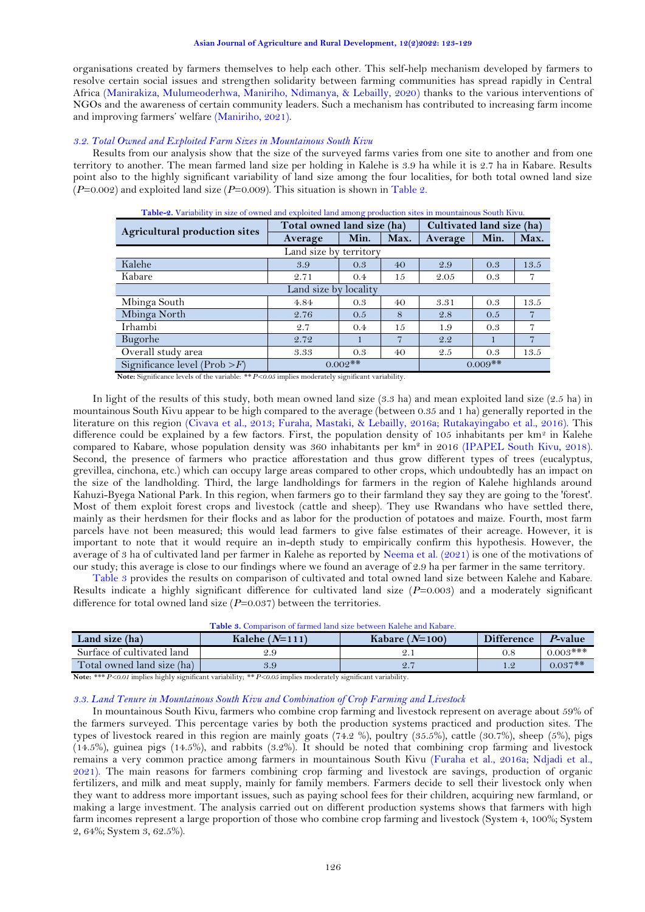organisations created by farmers themselves to help each other. This self-help mechanism developed by farmers to resolve certain social issues and strengthen solidarity between farming communities has spread rapidly in Central Africa (Manirakiza, Mulumeoderhwa, Maniriho, Ndimanya, & Lebailly, 2020) thanks to the various interventions of NGOs and the awareness of certain community leaders. Such a mechanism has contributed to increasing farm income and improving farmers' welfare (Maniriho, 2021).

### *3.2. Total Owned and Exploited Farm Sizes in Mountainous South Kivu*

Results from our analysis show that the size of the surveyed farms varies from one site to another and from one territory to another. The mean farmed land size per holding in Kalehe is 3.9 ha while it is 2.7 ha in Kabare. Results point also to the highly significant variability of land size among the four localities, for both total owned land size ($P$=0.002) and exploited land size ($P$=0.009). This situation is shown in Table 2.

**Table-2.** Variability in size of owned and exploited land among production sites in mountainous South Kivu.

| Agricultural production sites | Total owned land size (ha) | | | Cultivated land size (ha) | | |
|---|---|---|---|---|---|---|
| | Average | Min. | Max. | Average | Min. | Max. |
| Land size by territory | | | | | | |
| Kalehe | 3.9 | 0.3 | 40 | 2.9 | 0.3 | 13.5 |
| Kabare | 2.71 | 0.4 | 15 | 2.05 | 0.3 | 7 |
| Land size by locality | | | | | | |
| Mbinga South | 4.84 | 0.3 | 40 | 3.31 | 0.3 | 13.5 |
| Mbinga North | 2.76 | 0.5 | 8 | 2.8 | 0.5 | 7 |
| Irhambi | 2.7 | 0.4 | 15 | 1.9 | 0.3 | 7 |
| Bugorhe | 2.72 | 1 | 7 | 2.2 | 1 | 7 |
| Overall study area | 3.33 | 0.3 | 40 | 2.5 | 0.3 | 13.5 |
| Significance level (Prob > $F$) | 0.002** | | | 0.009** | | |

**Note:** Significance levels of the variable: ** $P<0.05$ implies moderately significant variability.

In light of the results of this study, both mean owned land size (3.3 ha) and mean exploited land size (2.5 ha) in mountainous South Kivu appear to be high compared to the average (between 0.35 and 1 ha) generally reported in the literature on this region (Civava et al., 2013; Furaha, Mastaki, & Lebailly, 2016a; Rutakayingabo et al., 2016). This difference could be explained by a few factors. First, the population density of 105 inhabitants per km² in Kalehe compared to Kabare, whose population density was 360 inhabitants per km² in 2016 (IPAPEL South Kivu, 2018). Second, the presence of farmers who practice afforestation and thus grow different types of trees (eucalyptus, grevillea, cinchona, etc.) which can occupy large areas compared to other crops, which undoubtedly has an impact on the size of the landholding. Third, the large landholdings for farmers in the region of Kalehe highlands around Kahuzi-Byega National Park. In this region, when farmers go to their farmland they say they are going to the 'forest'. Most of them exploit forest crops and livestock (cattle and sheep). They use Rwandans who have settled there, mainly as their herdsmen for their flocks and as labor for the production of potatoes and maize. Fourth, most farm parcels have not been measured; this would lead farmers to give false estimates of their acreage. However, it is important to note that it would require an in-depth study to empirically confirm this hypothesis. However, the average of 3 ha of cultivated land per farmer in Kalehe as reported by Neema et al. (2021) is one of the motivations of our study; this average is close to our findings where we found an average of 2.9 ha per farmer in the same territory.

Table 3 provides the results on comparison of cultivated and total owned land size between Kalehe and Kabare. Results indicate a highly significant difference for cultivated land size ($P$=0.003) and a moderately significant difference for total owned land size ($P$=0.037) between the territories.

**Table 3.** Comparison of farmed land size between Kalehe and Kabare.

| Land size (ha) | Kalehe ($N$=111) | Kabare ($N$=100) | Difference | $P$-value |
|---|---|---|---|---|
| Surface of cultivated land | 2.9 | 2.1 | 0.8 | 0.003*** |
| Total owned land size (ha) | 3.9 | 2.7 | 1.2 | 0.037** |

**Note:** *** $P<0.01$ implies highly significant variability; ** $P<0.05$ implies moderately significant variability.

### *3.3. Land Tenure in Mountainous South Kivu and Combination of Crop Farming and Livestock*

In mountainous South Kivu, farmers who combine crop farming and livestock represent on average about 59% of the farmers surveyed. This percentage varies by both the production systems practiced and production sites. The types of livestock reared in this region are mainly goats (74.2 %), poultry (35.5%), cattle (30.7%), sheep (5%), pigs (14.5%), guinea pigs (14.5%), and rabbits (3.2%). It should be noted that combining crop farming and livestock remains a very common practice among farmers in mountainous South Kivu (Furaha et al., 2016a; Ndjadi et al., 2021). The main reasons for farmers combining crop farming and livestock are savings, production of organic fertilizers, and milk and meat supply, mainly for family members. Farmers decide to sell their livestock only when they want to address more important issues, such as paying school fees for their children, acquiring new farmland, or making a large investment. The analysis carried out on different production systems shows that farmers with high farm incomes represent a large proportion of those who combine crop farming and livestock (System 4, 100%; System 2, 64%; System 3, 62.5%).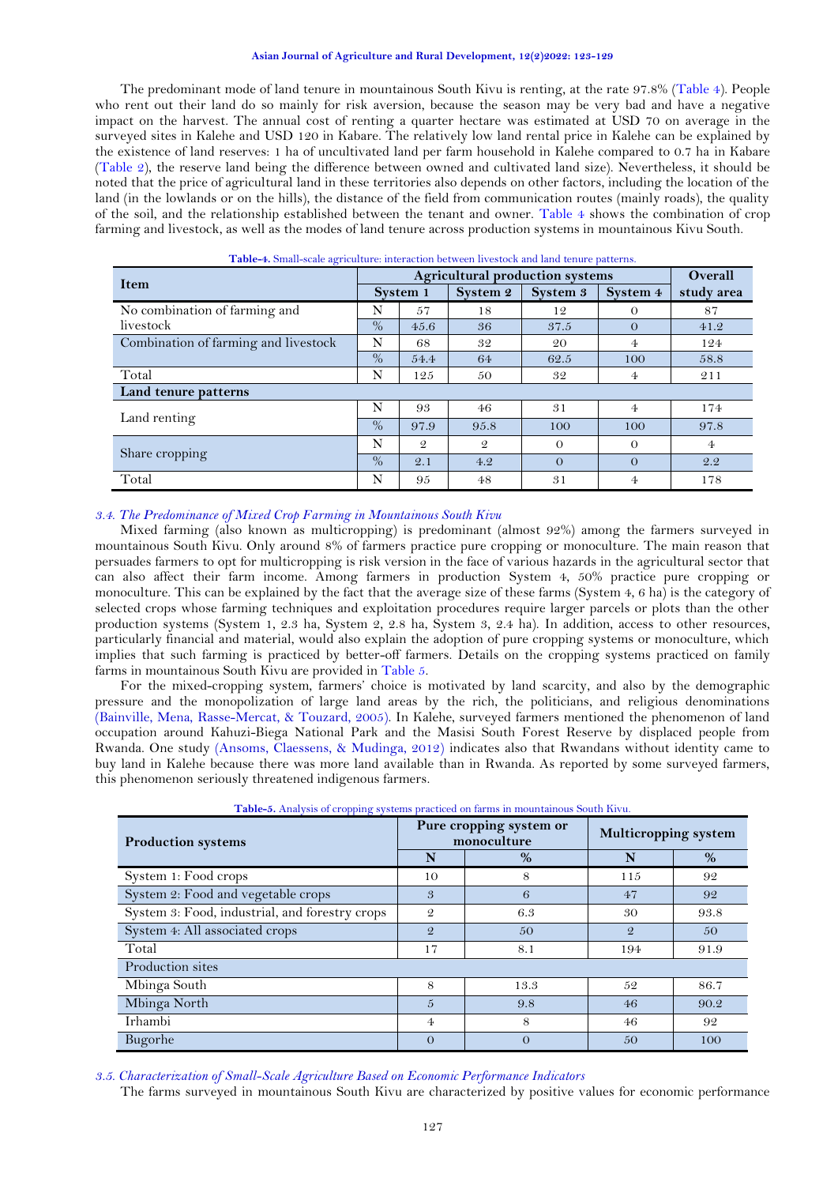The predominant mode of land tenure in mountainous South Kivu is renting, at the rate 97.8% (Table 4). People who rent out their land do so mainly for risk aversion, because the season may be very bad and have a negative impact on the harvest. The annual cost of renting a quarter hectare was estimated at USD 70 on average in the surveyed sites in Kalehe and USD 120 in Kabare. The relatively low land rental price in Kalehe can be explained by the existence of land reserves: 1 ha of uncultivated land per farm household in Kalehe compared to 0.7 ha in Kabare (Table 2), the reserve land being the difference between owned and cultivated land size). Nevertheless, it should be noted that the price of agricultural land in these territories also depends on other factors, including the location of the land (in the lowlands or on the hills), the distance of the field from communication routes (mainly roads), the quality of the soil, and the relationship established between the tenant and owner. Table 4 shows the combination of crop farming and livestock, as well as the modes of land tenure across production systems in mountainous Kivu South.

**Table-4.** Small-scale agriculture: interaction between livestock and land tenure patterns.

| Item | | Agricultural production systems | | | | Overall |
|---|---|---|---|---|---|---|
| | | System 1 | System 2 | System 3 | System 4 | study area |
| No combination of farming and livestock | N | 57 | 18 | 12 | 0 | 87 |
| | % | 45.6 | 36 | 37.5 | 0 | 41.2 |
| Combination of farming and livestock | N | 68 | 32 | 20 | 4 | 124 |
| | % | 54.4 | 64 | 62.5 | 100 | 58.8 |
| Total | N | 125 | 50 | 32 | 4 | 211 |
| **Land tenure patterns** | | | | | | |
| Land renting | N | 93 | 46 | 31 | 4 | 174 |
| | % | 97.9 | 95.8 | 100 | 100 | 97.8 |
| Share cropping | N | 2 | 2 | 0 | 0 | 4 |
| | % | 2.1 | 4.2 | 0 | 0 | 2.2 |
| Total | N | 95 | 48 | 31 | 4 | 178 |

### *3.4. The Predominance of Mixed Crop Farming in Mountainous South Kivu*

Mixed farming (also known as multicropping) is predominant (almost 92%) among the farmers surveyed in mountainous South Kivu. Only around 8% of farmers practice pure cropping or monoculture. The main reason that persuades farmers to opt for multicropping is risk version in the face of various hazards in the agricultural sector that can also affect their farm income. Among farmers in production System 4, 50% practice pure cropping or monoculture. This can be explained by the fact that the average size of these farms (System 4, 6 ha) is the category of selected crops whose farming techniques and exploitation procedures require larger parcels or plots than the other production systems (System 1, 2.3 ha, System 2, 2.8 ha, System 3, 2.4 ha). In addition, access to other resources, particularly financial and material, would also explain the adoption of pure cropping systems or monoculture, which implies that such farming is practiced by better-off farmers. Details on the cropping systems practiced on family farms in mountainous South Kivu are provided in Table 5.

For the mixed-cropping system, farmers' choice is motivated by land scarcity, and also by the demographic pressure and the monopolization of large land areas by the rich, the politicians, and religious denominations (Bainville, Mena, Rasse-Mercat, & Touzard, 2005). In Kalehe, surveyed farmers mentioned the phenomenon of land occupation around Kahuzi-Biega National Park and the Masisi South Forest Reserve by displaced people from Rwanda. One study (Ansoms, Claessens, & Mudinga, 2012) indicates also that Rwandans without identity came to buy land in Kalehe because there was more land available than in Rwanda. As reported by some surveyed farmers, this phenomenon seriously threatened indigenous farmers.

**Table-5.** Analysis of cropping systems practiced on farms in mountainous South Kivu.

| Production systems | Pure cropping system or monoculture | | Multicropping system | |
|---|---|---|---|---|
| | N | % | N | % |
| System 1: Food crops | 10 | 8 | 115 | 92 |
| System 2: Food and vegetable crops | 3 | 6 | 47 | 92 |
| System 3: Food, industrial, and forestry crops | 2 | 6.3 | 30 | 93.8 |
| System 4: All associated crops | 2 | 50 | 2 | 50 |
| Total | 17 | 8.1 | 194 | 91.9 |
| Production sites | | | | |
| Mbinga South | 8 | 13.3 | 52 | 86.7 |
| Mbinga North | 5 | 9.8 | 46 | 90.2 |
| Irhambi | 4 | 8 | 46 | 92 |
| Bugorhe | 0 | 0 | 50 | 100 |

### *3.5. Characterization of Small-Scale Agriculture Based on Economic Performance Indicators*

The farms surveyed in mountainous South Kivu are characterized by positive values for economic performance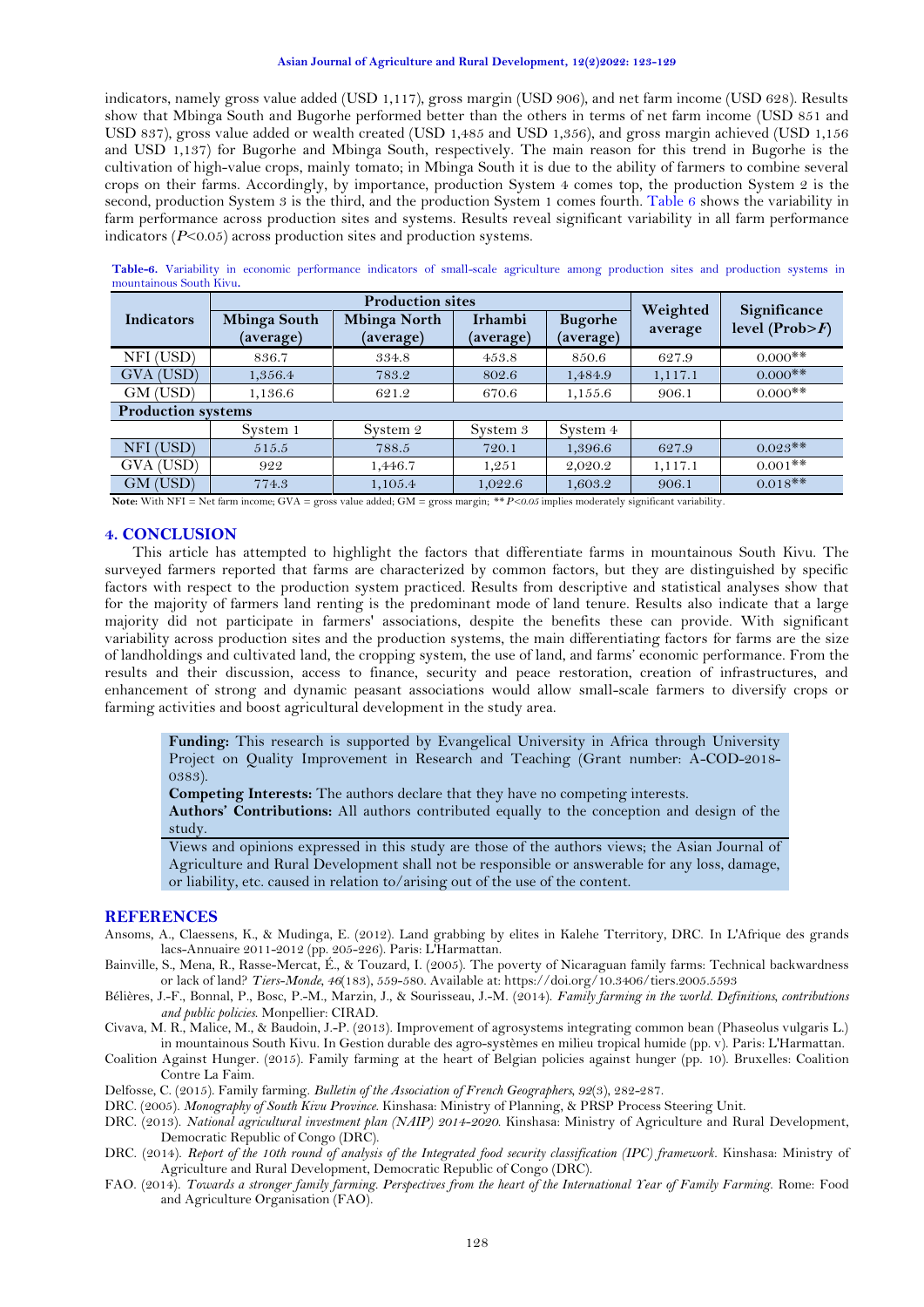indicators, namely gross value added (USD 1,117), gross margin (USD 906), and net farm income (USD 628). Results show that Mbinga South and Bugorhe performed better than the others in terms of net farm income (USD 851 and USD 837), gross value added or wealth created (USD 1,485 and USD 1,356), and gross margin achieved (USD 1,156 and USD 1,137) for Bugorhe and Mbinga South, respectively. The main reason for this trend in Bugorhe is the cultivation of high-value crops, mainly tomato; in Mbinga South it is due to the ability of farmers to combine several crops on their farms. Accordingly, by importance, production System 4 comes top, the production System 2 is the second, production System 3 is the third, and the production System 1 comes fourth. Table 6 shows the variability in farm performance across production sites and systems. Results reveal significant variability in all farm performance indicators ($P$<0.05) across production sites and production systems.

**Table-6.** Variability in economic performance indicators of small-scale agriculture among production sites and production systems in mountainous South Kivu.

| Indicators | Production sites | | | | Weighted average | Significance level (Prob>$F$) |
|---|---|---|---|---|---|---|
| | Mbinga South (average) | Mbinga North (average) | Irhambi (average) | Bugorhe (average) | | |
| NFI (USD) | 836.7 | 334.8 | 453.8 | 850.6 | 627.9 | 0.000** |
| GVA (USD) | 1,356.4 | 783.2 | 802.6 | 1,484.9 | 1,117.1 | 0.000** |
| GM (USD) | 1,136.6 | 621.2 | 670.6 | 1,155.6 | 906.1 | 0.000** |
| **Production systems** | | | | | | |
| | System 1 | System 2 | System 3 | System 4 | | |
| NFI (USD) | 515.5 | 788.5 | 720.1 | 1,396.6 | 627.9 | 0.023** |
| GVA (USD) | 922 | 1,446.7 | 1,251 | 2,020.2 | 1,117.1 | 0.001** |
| GM (USD) | 774.3 | 1,105.4 | 1,022.6 | 1,603.2 | 906.1 | 0.018** |

**Note:** With NFI = Net farm income; GVA = gross value added; GM = gross margin; ** $P$<0.05 implies moderately significant variability.

## 4. CONCLUSION

This article has attempted to highlight the factors that differentiate farms in mountainous South Kivu. The surveyed farmers reported that farms are characterized by common factors, but they are distinguished by specific factors with respect to the production system practiced. Results from descriptive and statistical analyses show that for the majority of farmers land renting is the predominant mode of land tenure. Results also indicate that a large majority did not participate in farmers' associations, despite the benefits these can provide. With significant variability across production sites and the production systems, the main differentiating factors for farms are the size of landholdings and cultivated land, the cropping system, the use of land, and farms' economic performance. From the results and their discussion, access to finance, security and peace restoration, creation of infrastructures, and enhancement of strong and dynamic peasant associations would allow small-scale farmers to diversify crops or farming activities and boost agricultural development in the study area.

**Funding:** This research is supported by Evangelical University in Africa through University Project on Quality Improvement in Research and Teaching (Grant number: A-COD-2018-0383).

**Competing Interests:** The authors declare that they have no competing interests.

**Authors' Contributions:** All authors contributed equally to the conception and design of the study.

Views and opinions expressed in this study are those of the authors views; the Asian Journal of Agriculture and Rural Development shall not be responsible or answerable for any loss, damage, or liability, etc. caused in relation to/arising out of the use of the content.

## REFERENCES

Ansoms, A., Claessens, K., & Mudinga, E. (2012). Land grabbing by elites in Kalehe Tterritory, DRC. In L'Afrique des grands lacs-Annuaire 2011-2012 (pp. 205-226). Paris: L'Harmattan.

Bainville, S., Mena, R., Rasse-Mercat, É., & Touzard, I. (2005). The poverty of Nicaraguan family farms: Technical backwardness or lack of land? *Tiers-Monde*, *46*(183), 559-580. Available at: https://doi.org/10.3406/tiers.2005.5593

Bélières, J.-F., Bonnal, P., Bosc, P.-M., Marzin, J., & Sourisseau, J.-M. (2014). *Family farming in the world. Definitions, contributions and public policies*. Monpellier: CIRAD.

Civava, M. R., Malice, M., & Baudoin, J.-P. (2013). Improvement of agrosystems integrating common bean (Phaseolus vulgaris L.) in mountainous South Kivu. In Gestion durable des agro-systèmes en milieu tropical humide (pp. v). Paris: L'Harmattan.

Coalition Against Hunger. (2015). Family farming at the heart of Belgian policies against hunger (pp. 10). Bruxelles: Coalition Contre La Faim.

Delfosse, C. (2015). Family farming. *Bulletin of the Association of French Geographers*, *92*(3), 282-287.

DRC. (2005). *Monography of South Kivu Province*. Kinshasa: Ministry of Planning, & PRSP Process Steering Unit.

DRC. (2013). *National agricultural investment plan (NAIP) 2014-2020*. Kinshasa: Ministry of Agriculture and Rural Development, Democratic Republic of Congo (DRC).

DRC. (2014). *Report of the 10th round of analysis of the Integrated food security classification (IPC) framework*. Kinshasa: Ministry of Agriculture and Rural Development, Democratic Republic of Congo (DRC).

FAO. (2014). *Towards a stronger family farming. Perspectives from the heart of the International Year of Family Farming*. Rome: Food and Agriculture Organisation (FAO).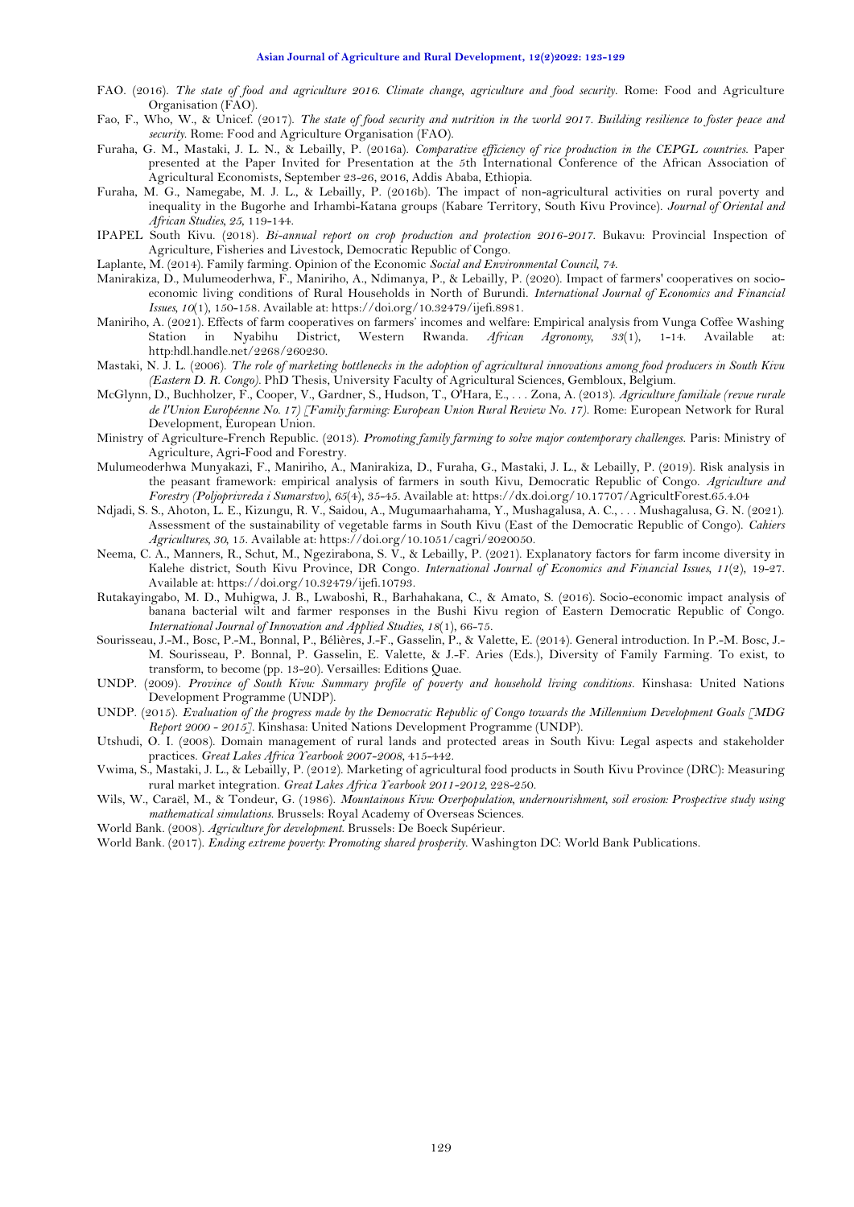FAO. (2016). *The state of food and agriculture 2016. Climate change, agriculture and food security*. Rome: Food and Agriculture Organisation (FAO).

Fao, F., Who, W., & Unicef. (2017). *The state of food security and nutrition in the world 2017. Building resilience to foster peace and security*. Rome: Food and Agriculture Organisation (FAO).

Furaha, G. M., Mastaki, J. L. N., & Lebailly, P. (2016a). *Comparative efficiency of rice production in the CEPGL countries*. Paper presented at the Paper Invited for Presentation at the 5th International Conference of the African Association of Agricultural Economists, September 23-26, 2016, Addis Ababa, Ethiopia.

Furaha, M. G., Namegabe, M. J. L., & Lebailly, P. (2016b). The impact of non-agricultural activities on rural poverty and inequality in the Bugorhe and Irhambi-Katana groups (Kabare Territory, South Kivu Province). *Journal of Oriental and African Studies, 25*, 119-144.

IPAPEL South Kivu. (2018). *Bi-annual report on crop production and protection 2016-2017*. Bukavu: Provincial Inspection of Agriculture, Fisheries and Livestock, Democratic Republic of Congo.

Laplante, M. (2014). Family farming. Opinion of the Economic *Social and Environmental Council, 74*.

Manirakiza, D., Mulumeoderhwa, F., Maniriho, A., Ndimanya, P., & Lebailly, P. (2020). Impact of farmers' cooperatives on socio-economic living conditions of Rural Households in North of Burundi. *International Journal of Economics and Financial Issues, 10*(1), 150-158. Available at: https://doi.org/10.32479/ijefi.8981.

Maniriho, A. (2021). Effects of farm cooperatives on farmers' incomes and welfare: Empirical analysis from Vunga Coffee Washing Station in Nyabihu District, Western Rwanda. *African Agronomy, 33*(1), 1-14. Available at: http:hdl.handle.net/2268/260230.

Mastaki, N. J. L. (2006). *The role of marketing bottlenecks in the adoption of agricultural innovations among food producers in South Kivu (Eastern D. R. Congo)*. PhD Thesis, University Faculty of Agricultural Sciences, Gembloux, Belgium.

McGlynn, D., Buchholzer, F., Cooper, V., Gardner, S., Hudson, T., O'Hara, E., . . . Zona, A. (2013). *Agriculture familiale (revue rurale de l'Union Européenne No. 17) [Family farming: European Union Rural Review No. 17)*. Rome: European Network for Rural Development, European Union.

Ministry of Agriculture-French Republic. (2013). *Promoting family farming to solve major contemporary challenges*. Paris: Ministry of Agriculture, Agri-Food and Forestry.

Mulumeoderhwa Munyakazi, F., Maniriho, A., Manirakiza, D., Furaha, G., Mastaki, J. L., & Lebailly, P. (2019). Risk analysis in the peasant framework: empirical analysis of farmers in south Kivu, Democratic Republic of Congo. *Agriculture and Forestry (Poljoprivreda i Sumarstvo), 65*(4), 35-45. Available at: https://dx.doi.org/10.17707/AgricultForest.65.4.04

Ndjadi, S. S., Ahoton, L. E., Kizungu, R. V., Saidou, A., Mugumaarhahama, Y., Mushagalusa, A. C., . . . Mushagalusa, G. N. (2021). Assessment of the sustainability of vegetable farms in South Kivu (East of the Democratic Republic of Congo). *Cahiers Agricultures, 30*, 15. Available at: https://doi.org/10.1051/cagri/2020050.

Neema, C. A., Manners, R., Schut, M., Ngezirabona, S. V., & Lebailly, P. (2021). Explanatory factors for farm income diversity in Kalehe district, South Kivu Province, DR Congo. *International Journal of Economics and Financial Issues, 11*(2), 19-27. Available at: https://doi.org/10.32479/ijefi.10793.

Rutakayingabo, M. D., Muhigwa, J. B., Lwaboshi, R., Barhahakana, C., & Amato, S. (2016). Socio-economic impact analysis of banana bacterial wilt and farmer responses in the Bushi Kivu region of Eastern Democratic Republic of Congo. *International Journal of Innovation and Applied Studies, 18*(1), 66-75.

Sourisseau, J.-M., Bosc, P.-M., Bonnal, P., Bélières, J.-F., Gasselin, P., & Valette, E. (2014). General introduction. In P.-M. Bosc, J.-M. Sourisseau, P. Bonnal, P. Gasselin, E. Valette, & J.-F. Aries (Eds.), Diversity of Family Farming. To exist, to transform, to become (pp. 13-20). Versailles: Editions Quae.

UNDP. (2009). *Province of South Kivu: Summary profile of poverty and household living conditions*. Kinshasa: United Nations Development Programme (UNDP).

UNDP. (2015). *Evaluation of the progress made by the Democratic Republic of Congo towards the Millennium Development Goals [MDG Report 2000 - 2015]*. Kinshasa: United Nations Development Programme (UNDP).

Utshudi, O. I. (2008). Domain management of rural lands and protected areas in South Kivu: Legal aspects and stakeholder practices. *Great Lakes Africa Yearbook 2007-2008*, 415-442.

Vwima, S., Mastaki, J. L., & Lebailly, P. (2012). Marketing of agricultural food products in South Kivu Province (DRC): Measuring rural market integration. *Great Lakes Africa Yearbook 2011-2012*, 228-250.

Wils, W., Caraël, M., & Tondeur, G. (1986). *Mountainous Kivu: Overpopulation, undernourishment, soil erosion: Prospective study using mathematical simulations*. Brussels: Royal Academy of Overseas Sciences.

World Bank. (2008). *Agriculture for development*. Brussels: De Boeck Supérieur.

World Bank. (2017). *Ending extreme poverty: Promoting shared prosperity*. Washington DC: World Bank Publications.